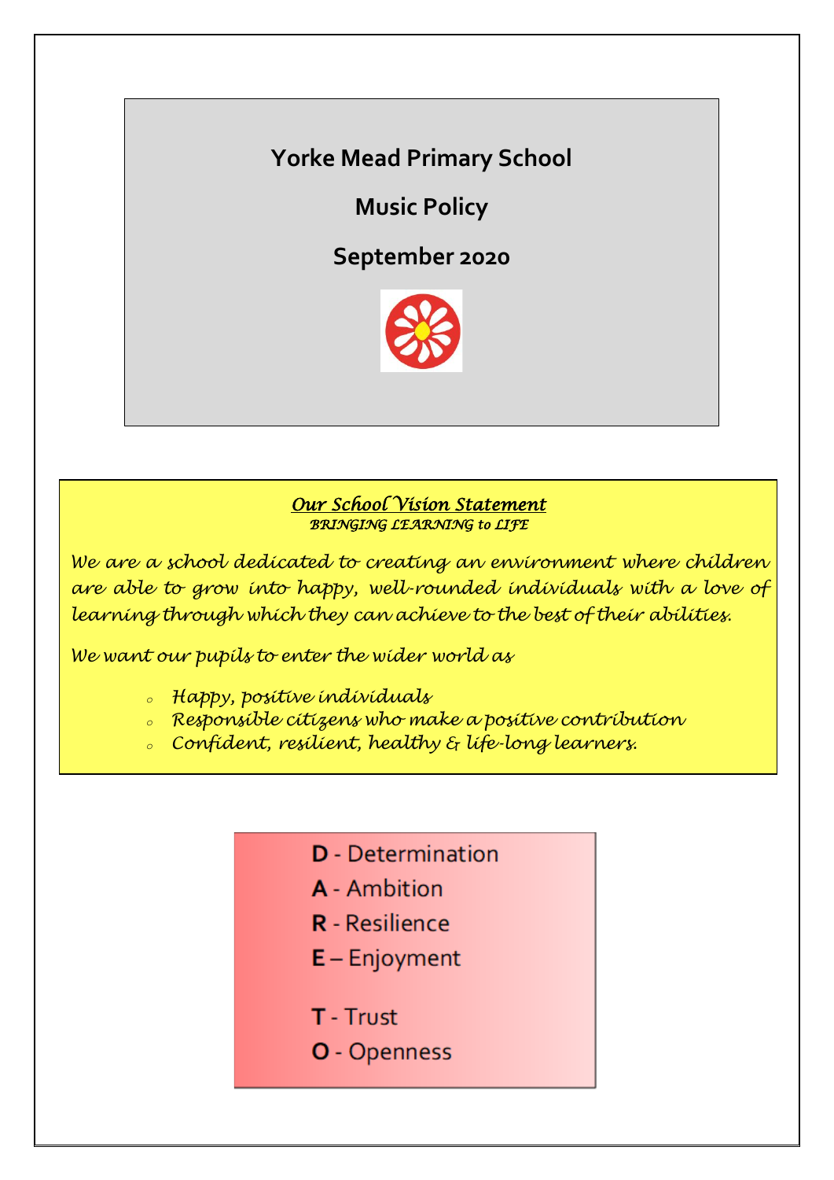# Yorke Mead Primary School

## Music Policy

## September 2020

***Our School Vision Statement***

*BRINGING LEARNING to LIFE*

*We are a school dedicated to creating an environment where children are able to grow into happy, well-rounded individuals with a love of learning through which they can achieve to the best of their abilities.*

*We want our pupils to enter the wider world as*

- *Happy, positive individuals*
- *Responsible citizens who make a positive contribution*
- *Confident, resilient, healthy & life-long learners.*

**D** - Determination
**A** - Ambition
**R** - Resilience
**E** – Enjoyment

**T** - Trust
**O** - Openness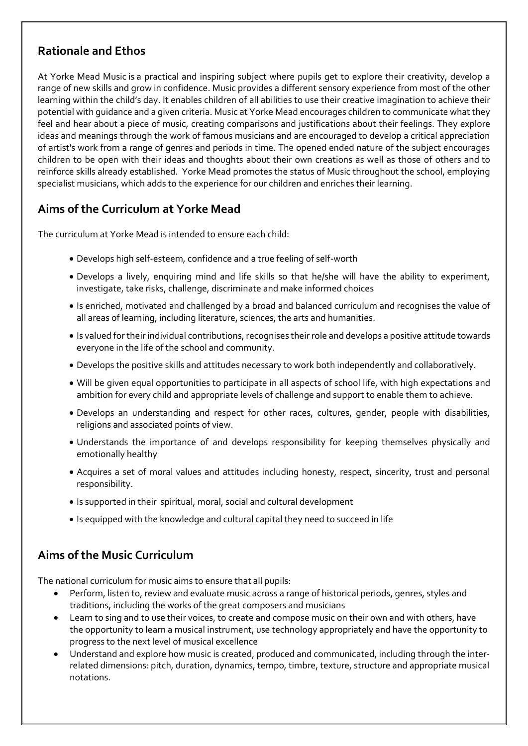## Rationale and Ethos

At Yorke Mead Music is a practical and inspiring subject where pupils get to explore their creativity, develop a range of new skills and grow in confidence. Music provides a different sensory experience from most of the other learning within the child's day. It enables children of all abilities to use their creative imagination to achieve their potential with guidance and a given criteria. Music at Yorke Mead encourages children to communicate what they feel and hear about a piece of music, creating comparisons and justifications about their feelings. They explore ideas and meanings through the work of famous musicians and are encouraged to develop a critical appreciation of artist's work from a range of genres and periods in time. The opened ended nature of the subject encourages children to be open with their ideas and thoughts about their own creations as well as those of others and to reinforce skills already established. Yorke Mead promotes the status of Music throughout the school, employing specialist musicians, which adds to the experience for our children and enriches their learning.

## Aims of the Curriculum at Yorke Mead

The curriculum at Yorke Mead is intended to ensure each child:

- Develops high self-esteem, confidence and a true feeling of self-worth
- Develops a lively, enquiring mind and life skills so that he/she will have the ability to experiment, investigate, take risks, challenge, discriminate and make informed choices
- Is enriched, motivated and challenged by a broad and balanced curriculum and recognises the value of all areas of learning, including literature, sciences, the arts and humanities.
- Is valued for their individual contributions, recognises their role and develops a positive attitude towards everyone in the life of the school and community.
- Develops the positive skills and attitudes necessary to work both independently and collaboratively.
- Will be given equal opportunities to participate in all aspects of school life, with high expectations and ambition for every child and appropriate levels of challenge and support to enable them to achieve.
- Develops an understanding and respect for other races, cultures, gender, people with disabilities, religions and associated points of view.
- Understands the importance of and develops responsibility for keeping themselves physically and emotionally healthy
- Acquires a set of moral values and attitudes including honesty, respect, sincerity, trust and personal responsibility.
- Is supported in their spiritual, moral, social and cultural development
- Is equipped with the knowledge and cultural capital they need to succeed in life

## Aims of the Music Curriculum

The national curriculum for music aims to ensure that all pupils:

- Perform, listen to, review and evaluate music across a range of historical periods, genres, styles and traditions, including the works of the great composers and musicians
- Learn to sing and to use their voices, to create and compose music on their own and with others, have the opportunity to learn a musical instrument, use technology appropriately and have the opportunity to progress to the next level of musical excellence
- Understand and explore how music is created, produced and communicated, including through the inter-related dimensions: pitch, duration, dynamics, tempo, timbre, texture, structure and appropriate musical notations.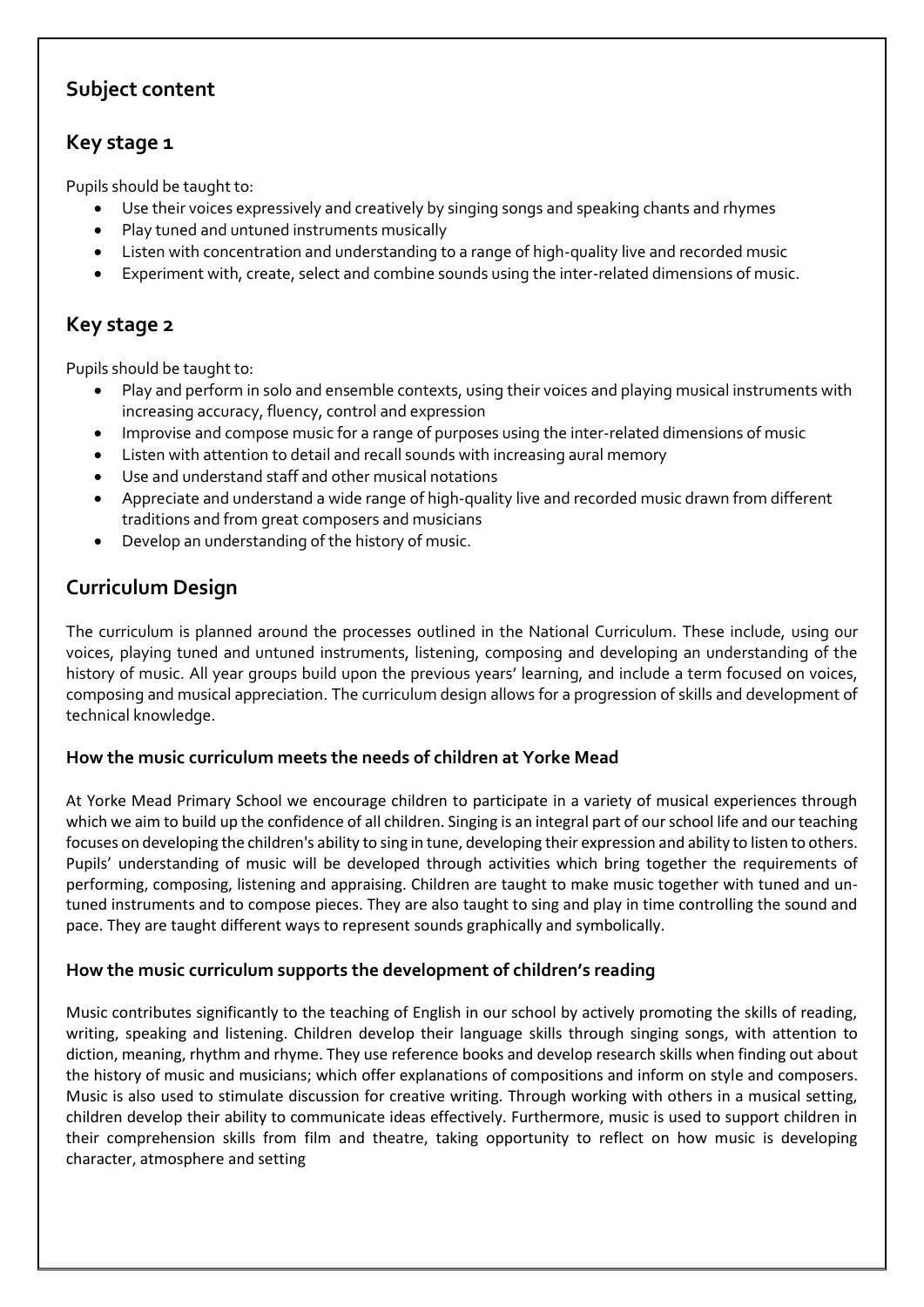## Subject content

### Key stage 1

Pupils should be taught to:

- Use their voices expressively and creatively by singing songs and speaking chants and rhymes
- Play tuned and untuned instruments musically
- Listen with concentration and understanding to a range of high-quality live and recorded music
- Experiment with, create, select and combine sounds using the inter-related dimensions of music.

### Key stage 2

Pupils should be taught to:

- Play and perform in solo and ensemble contexts, using their voices and playing musical instruments with increasing accuracy, fluency, control and expression
- Improvise and compose music for a range of purposes using the inter-related dimensions of music
- Listen with attention to detail and recall sounds with increasing aural memory
- Use and understand staff and other musical notations
- Appreciate and understand a wide range of high-quality live and recorded music drawn from different traditions and from great composers and musicians
- Develop an understanding of the history of music.

## Curriculum Design

The curriculum is planned around the processes outlined in the National Curriculum. These include, using our voices, playing tuned and untuned instruments, listening, composing and developing an understanding of the history of music. All year groups build upon the previous years' learning, and include a term focused on voices, composing and musical appreciation. The curriculum design allows for a progression of skills and development of technical knowledge.

### How the music curriculum meets the needs of children at Yorke Mead

At Yorke Mead Primary School we encourage children to participate in a variety of musical experiences through which we aim to build up the confidence of all children. Singing is an integral part of our school life and our teaching focuses on developing the children's ability to sing in tune, developing their expression and ability to listen to others. Pupils' understanding of music will be developed through activities which bring together the requirements of performing, composing, listening and appraising. Children are taught to make music together with tuned and un-tuned instruments and to compose pieces. They are also taught to sing and play in time controlling the sound and pace. They are taught different ways to represent sounds graphically and symbolically.

### How the music curriculum supports the development of children's reading

Music contributes significantly to the teaching of English in our school by actively promoting the skills of reading, writing, speaking and listening. Children develop their language skills through singing songs, with attention to diction, meaning, rhythm and rhyme. They use reference books and develop research skills when finding out about the history of music and musicians; which offer explanations of compositions and inform on style and composers. Music is also used to stimulate discussion for creative writing. Through working with others in a musical setting, children develop their ability to communicate ideas effectively. Furthermore, music is used to support children in their comprehension skills from film and theatre, taking opportunity to reflect on how music is developing character, atmosphere and setting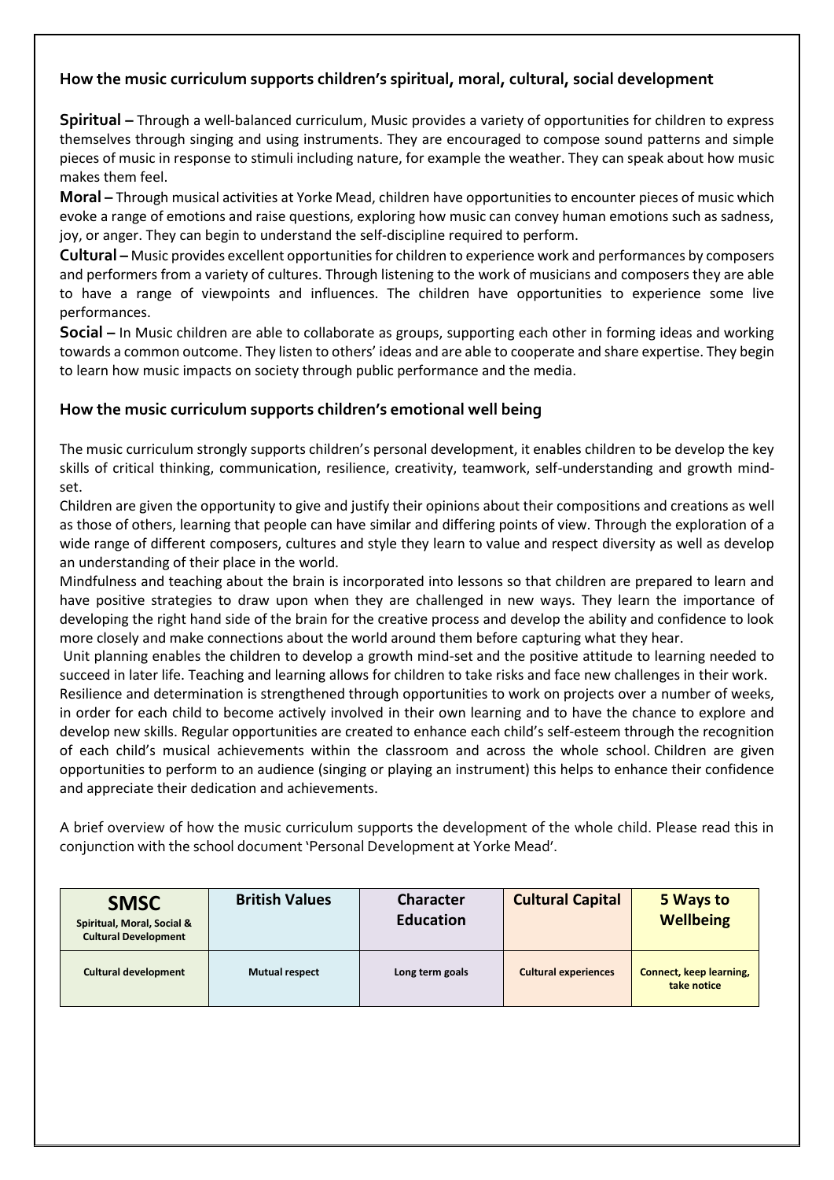## How the music curriculum supports children's spiritual, moral, cultural, social development

**Spiritual –** Through a well-balanced curriculum, Music provides a variety of opportunities for children to express themselves through singing and using instruments. They are encouraged to compose sound patterns and simple pieces of music in response to stimuli including nature, for example the weather. They can speak about how music makes them feel.

**Moral –** Through musical activities at Yorke Mead, children have opportunities to encounter pieces of music which evoke a range of emotions and raise questions, exploring how music can convey human emotions such as sadness, joy, or anger. They can begin to understand the self-discipline required to perform.

**Cultural –** Music provides excellent opportunities for children to experience work and performances by composers and performers from a variety of cultures. Through listening to the work of musicians and composers they are able to have a range of viewpoints and influences. The children have opportunities to experience some live performances.

**Social –** In Music children are able to collaborate as groups, supporting each other in forming ideas and working towards a common outcome. They listen to others' ideas and are able to cooperate and share expertise. They begin to learn how music impacts on society through public performance and the media.

## How the music curriculum supports children's emotional well being

The music curriculum strongly supports children's personal development, it enables children to be develop the key skills of critical thinking, communication, resilience, creativity, teamwork, self-understanding and growth mind-set.

Children are given the opportunity to give and justify their opinions about their compositions and creations as well as those of others, learning that people can have similar and differing points of view. Through the exploration of a wide range of different composers, cultures and style they learn to value and respect diversity as well as develop an understanding of their place in the world.

Mindfulness and teaching about the brain is incorporated into lessons so that children are prepared to learn and have positive strategies to draw upon when they are challenged in new ways. They learn the importance of developing the right hand side of the brain for the creative process and develop the ability and confidence to look more closely and make connections about the world around them before capturing what they hear.

Unit planning enables the children to develop a growth mind-set and the positive attitude to learning needed to succeed in later life. Teaching and learning allows for children to take risks and face new challenges in their work.

Resilience and determination is strengthened through opportunities to work on projects over a number of weeks, in order for each child to become actively involved in their own learning and to have the chance to explore and develop new skills. Regular opportunities are created to enhance each child's self-esteem through the recognition of each child's musical achievements within the classroom and across the whole school. Children are given opportunities to perform to an audience (singing or playing an instrument) this helps to enhance their confidence and appreciate their dedication and achievements.

A brief overview of how the music curriculum supports the development of the whole child. Please read this in conjunction with the school document 'Personal Development at Yorke Mead'.

| **SMSC** Spiritual, Moral, Social & Cultural Development | **British Values** | **Character Education** | **Cultural Capital** | **5 Ways to Wellbeing** |
| --- | --- | --- | --- | --- |
| Cultural development | Mutual respect | Long term goals | Cultural experiences | Connect, keep learning, take notice |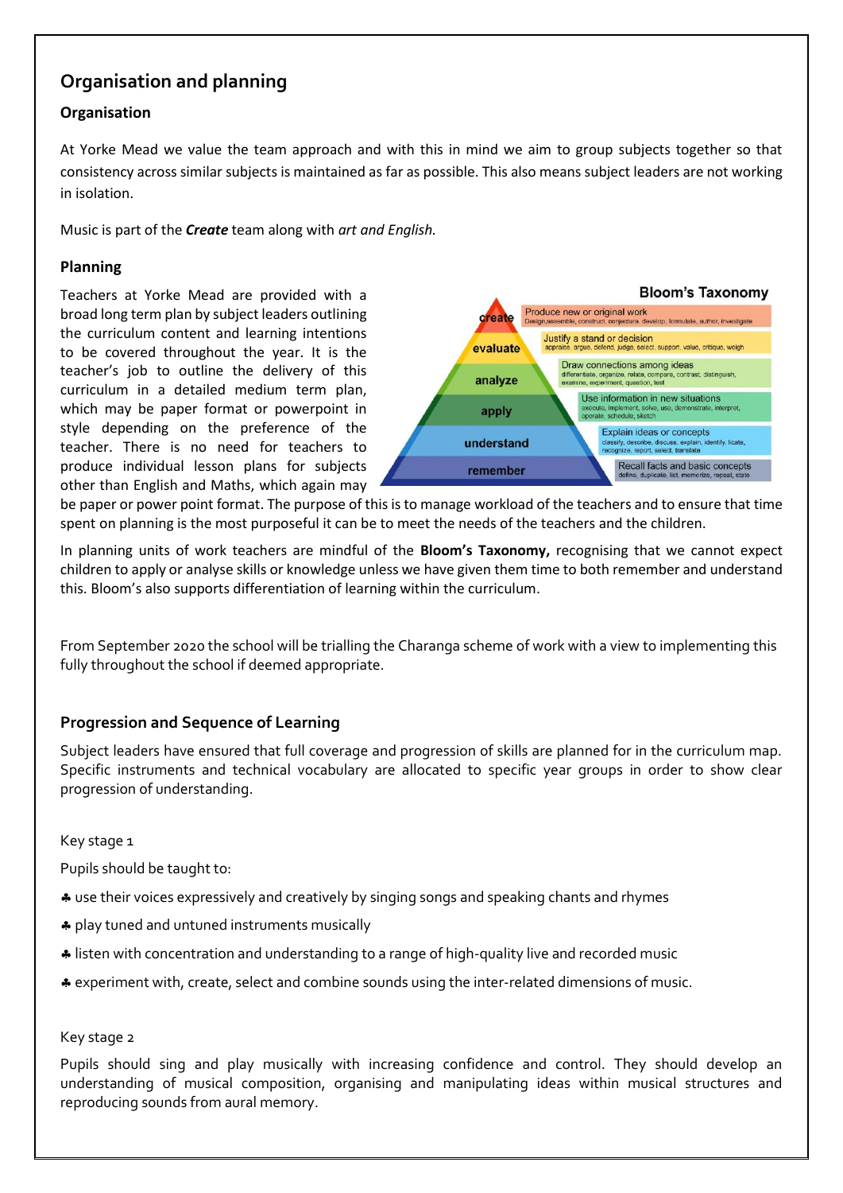## Organisation and planning

### Organisation

At Yorke Mead we value the team approach and with this in mind we aim to group subjects together so that consistency across similar subjects is maintained as far as possible. This also means subject leaders are not working in isolation.

Music is part of the ***Create*** team along with *art and English.*

### Planning

Teachers at Yorke Mead are provided with a broad long term plan by subject leaders outlining the curriculum content and learning intentions to be covered throughout the year. It is the teacher's job to outline the delivery of this curriculum in a detailed medium term plan, which may be paper format or powerpoint in style depending on the preference of the teacher. There is no need for teachers to produce individual lesson plans for subjects other than English and Maths, which again may be paper or power point format. The purpose of this is to manage workload of the teachers and to ensure that time spent on planning is the most purposeful it can be to meet the needs of the teachers and the children.

**Bloom's Taxonomy**

| Level | Description | Verbs |
|---|---|---|
| create | Produce new or original work | Design, assemble, construct, conjecture, develop, formulate, author, investigate |
| evaluate | Justify a stand or decision | appraise, argue, defend, judge, select, support, value, critique, weigh |
| analyze | Draw connections among ideas | differentiate, organize, relate, compare, contrast, distinguish, examine, experiment, question, test |
| apply | Use information in new situations | execute, implement, solve, use, demonstrate, interpret, operate, schedule, sketch |
| understand | Explain ideas or concepts | classify, describe, discuss, explain, identify, locate, recognize, report, select, translate |
| remember | Recall facts and basic concepts | define, duplicate, list, memorize, repeat, state |

In planning units of work teachers are mindful of the **Bloom's Taxonomy,** recognising that we cannot expect children to apply or analyse skills or knowledge unless we have given them time to both remember and understand this. Bloom's also supports differentiation of learning within the curriculum.

From September 2020 the school will be trialling the Charanga scheme of work with a view to implementing this fully throughout the school if deemed appropriate.

### Progression and Sequence of Learning

Subject leaders have ensured that full coverage and progression of skills are planned for in the curriculum map. Specific instruments and technical vocabulary are allocated to specific year groups in order to show clear progression of understanding.

Key stage 1

Pupils should be taught to:

- use their voices expressively and creatively by singing songs and speaking chants and rhymes
- play tuned and untuned instruments musically
- listen with concentration and understanding to a range of high-quality live and recorded music
- experiment with, create, select and combine sounds using the inter-related dimensions of music.

Key stage 2

Pupils should sing and play musically with increasing confidence and control. They should develop an understanding of musical composition, organising and manipulating ideas within musical structures and reproducing sounds from aural memory.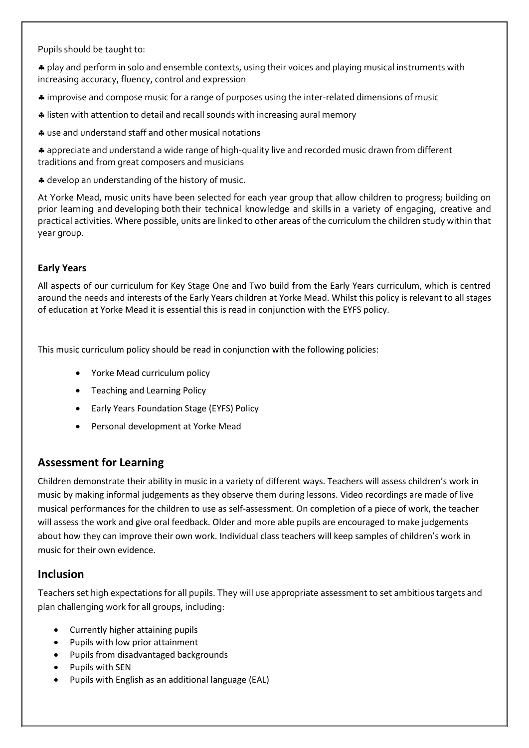Pupils should be taught to:

♣ play and perform in solo and ensemble contexts, using their voices and playing musical instruments with increasing accuracy, fluency, control and expression

♣ improvise and compose music for a range of purposes using the inter-related dimensions of music

♣ listen with attention to detail and recall sounds with increasing aural memory

♣ use and understand staff and other musical notations

♣ appreciate and understand a wide range of high-quality live and recorded music drawn from different traditions and from great composers and musicians

♣ develop an understanding of the history of music.

At Yorke Mead, music units have been selected for each year group that allow children to progress; building on prior learning and developing both their technical knowledge and skills in a variety of engaging, creative and practical activities. Where possible, units are linked to other areas of the curriculum the children study within that year group.

**Early Years**

All aspects of our curriculum for Key Stage One and Two build from the Early Years curriculum, which is centred around the needs and interests of the Early Years children at Yorke Mead. Whilst this policy is relevant to all stages of education at Yorke Mead it is essential this is read in conjunction with the EYFS policy.

This music curriculum policy should be read in conjunction with the following policies:

- Yorke Mead curriculum policy
- Teaching and Learning Policy
- Early Years Foundation Stage (EYFS) Policy
- Personal development at Yorke Mead

## Assessment for Learning

Children demonstrate their ability in music in a variety of different ways. Teachers will assess children's work in music by making informal judgements as they observe them during lessons. Video recordings are made of live musical performances for the children to use as self-assessment. On completion of a piece of work, the teacher will assess the work and give oral feedback. Older and more able pupils are encouraged to make judgements about how they can improve their own work. Individual class teachers will keep samples of children's work in music for their own evidence.

## Inclusion

Teachers set high expectations for all pupils. They will use appropriate assessment to set ambitious targets and plan challenging work for all groups, including:

- Currently higher attaining pupils
- Pupils with low prior attainment
- Pupils from disadvantaged backgrounds
- Pupils with SEN
- Pupils with English as an additional language (EAL)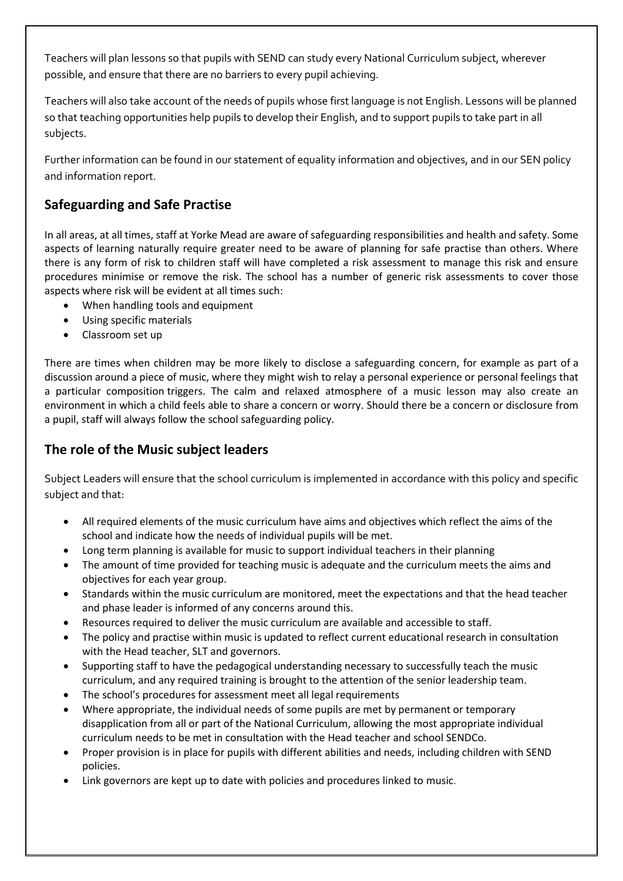Teachers will plan lessons so that pupils with SEND can study every National Curriculum subject, wherever possible, and ensure that there are no barriers to every pupil achieving.

Teachers will also take account of the needs of pupils whose first language is not English. Lessons will be planned so that teaching opportunities help pupils to develop their English, and to support pupils to take part in all subjects.

Further information can be found in our statement of equality information and objectives, and in our SEN policy and information report.

## Safeguarding and Safe Practise

In all areas, at all times, staff at Yorke Mead are aware of safeguarding responsibilities and health and safety. Some aspects of learning naturally require greater need to be aware of planning for safe practise than others. Where there is any form of risk to children staff will have completed a risk assessment to manage this risk and ensure procedures minimise or remove the risk. The school has a number of generic risk assessments to cover those aspects where risk will be evident at all times such:

- When handling tools and equipment
- Using specific materials
- Classroom set up

There are times when children may be more likely to disclose a safeguarding concern, for example as part of a discussion around a piece of music, where they might wish to relay a personal experience or personal feelings that a particular composition triggers. The calm and relaxed atmosphere of a music lesson may also create an environment in which a child feels able to share a concern or worry. Should there be a concern or disclosure from a pupil, staff will always follow the school safeguarding policy.

## The role of the Music subject leaders

Subject Leaders will ensure that the school curriculum is implemented in accordance with this policy and specific subject and that:

- All required elements of the music curriculum have aims and objectives which reflect the aims of the school and indicate how the needs of individual pupils will be met.
- Long term planning is available for music to support individual teachers in their planning
- The amount of time provided for teaching music is adequate and the curriculum meets the aims and objectives for each year group.
- Standards within the music curriculum are monitored, meet the expectations and that the head teacher and phase leader is informed of any concerns around this.
- Resources required to deliver the music curriculum are available and accessible to staff.
- The policy and practise within music is updated to reflect current educational research in consultation with the Head teacher, SLT and governors.
- Supporting staff to have the pedagogical understanding necessary to successfully teach the music curriculum, and any required training is brought to the attention of the senior leadership team.
- The school's procedures for assessment meet all legal requirements
- Where appropriate, the individual needs of some pupils are met by permanent or temporary disapplication from all or part of the National Curriculum, allowing the most appropriate individual curriculum needs to be met in consultation with the Head teacher and school SENDCo.
- Proper provision is in place for pupils with different abilities and needs, including children with SEND policies.
- Link governors are kept up to date with policies and procedures linked to music.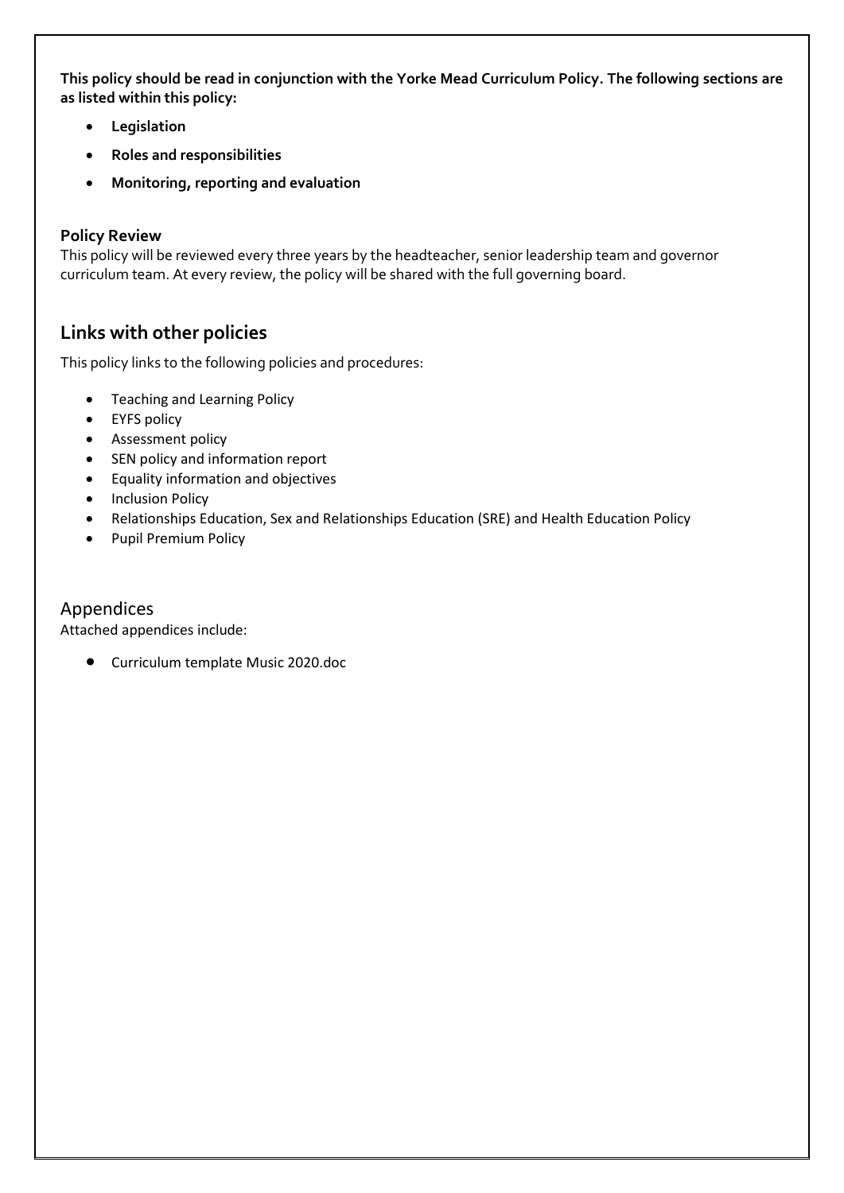**This policy should be read in conjunction with the Yorke Mead Curriculum Policy. The following sections are as listed within this policy:**

- **Legislation**
- **Roles and responsibilities**
- **Monitoring, reporting and evaluation**

### Policy Review

This policy will be reviewed every three years by the headteacher, senior leadership team and governor curriculum team. At every review, the policy will be shared with the full governing board.

## Links with other policies

This policy links to the following policies and procedures:

- Teaching and Learning Policy
- EYFS policy
- Assessment policy
- SEN policy and information report
- Equality information and objectives
- Inclusion Policy
- Relationships Education, Sex and Relationships Education (SRE) and Health Education Policy
- Pupil Premium Policy

## Appendices

Attached appendices include:

- Curriculum template Music 2020.doc